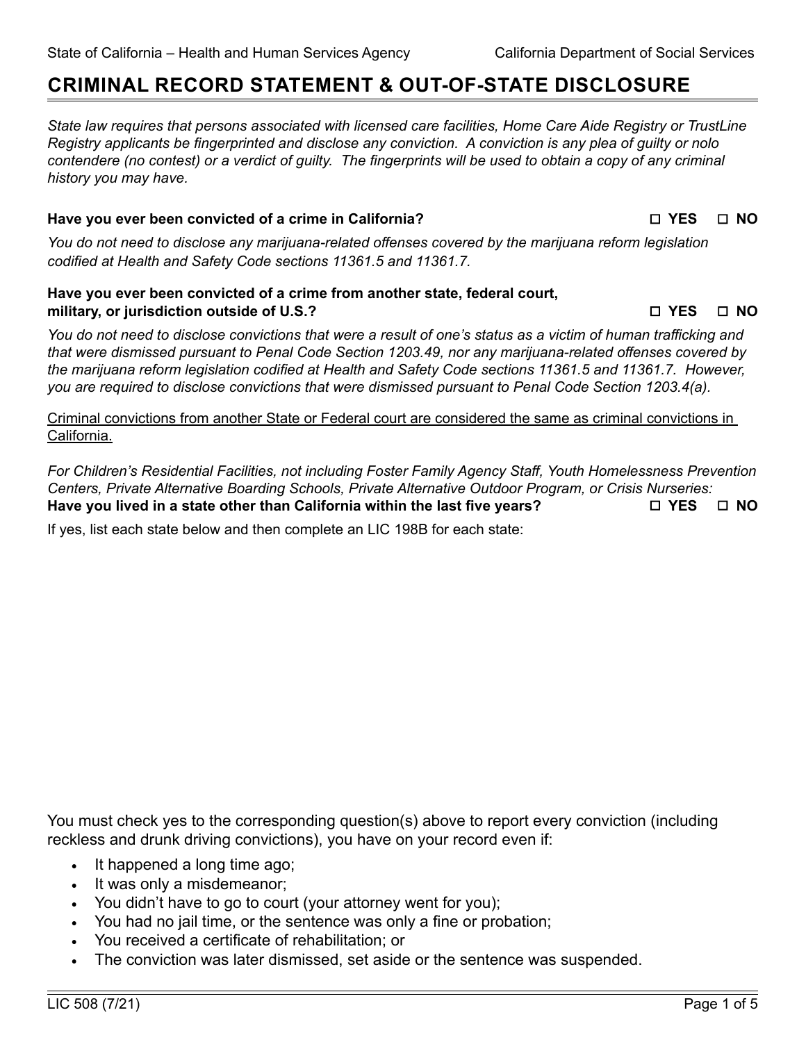State of California – Health and Human Services Agency  California Department of Social Services

# CRIMINAL RECORD STATEMENT & OUT-OF-STATE DISCLOSURE

*State law requires that persons associated with licensed care facilities, Home Care Aide Registry or TrustLine Registry applicants be fingerprinted and disclose any conviction. A conviction is any plea of guilty or nolo contendere (no contest) or a verdict of guilty. The fingerprints will be used to obtain a copy of any criminal history you may have.*

**Have you ever been convicted of a crime in California?** ☐ **YES** ☐ **NO**

*You do not need to disclose any marijuana-related offenses covered by the marijuana reform legislation codified at Health and Safety Code sections 11361.5 and 11361.7.*

**Have you ever been convicted of a crime from another state, federal court, military, or jurisdiction outside of U.S.?** ☐ **YES** ☐ **NO**

*You do not need to disclose convictions that were a result of one's status as a victim of human trafficking and that were dismissed pursuant to Penal Code Section 1203.49, nor any marijuana-related offenses covered by the marijuana reform legislation codified at Health and Safety Code sections 11361.5 and 11361.7. However, you are required to disclose convictions that were dismissed pursuant to Penal Code Section 1203.4(a).*

<u>Criminal convictions from another State or Federal court are considered the same as criminal convictions in California.</u>

*For Children's Residential Facilities, not including Foster Family Agency Staff, Youth Homelessness Prevention Centers, Private Alternative Boarding Schools, Private Alternative Outdoor Program, or Crisis Nurseries:*
**Have you lived in a state other than California within the last five years?** ☐ **YES** ☐ **NO**

If yes, list each state below and then complete an LIC 198B for each state:

You must check yes to the corresponding question(s) above to report every conviction (including reckless and drunk driving convictions), you have on your record even if:

- It happened a long time ago;
- It was only a misdemeanor;
- You didn't have to go to court (your attorney went for you);
- You had no jail time, or the sentence was only a fine or probation;
- You received a certificate of rehabilitation; or
- The conviction was later dismissed, set aside or the sentence was suspended.

LIC 508 (7/21)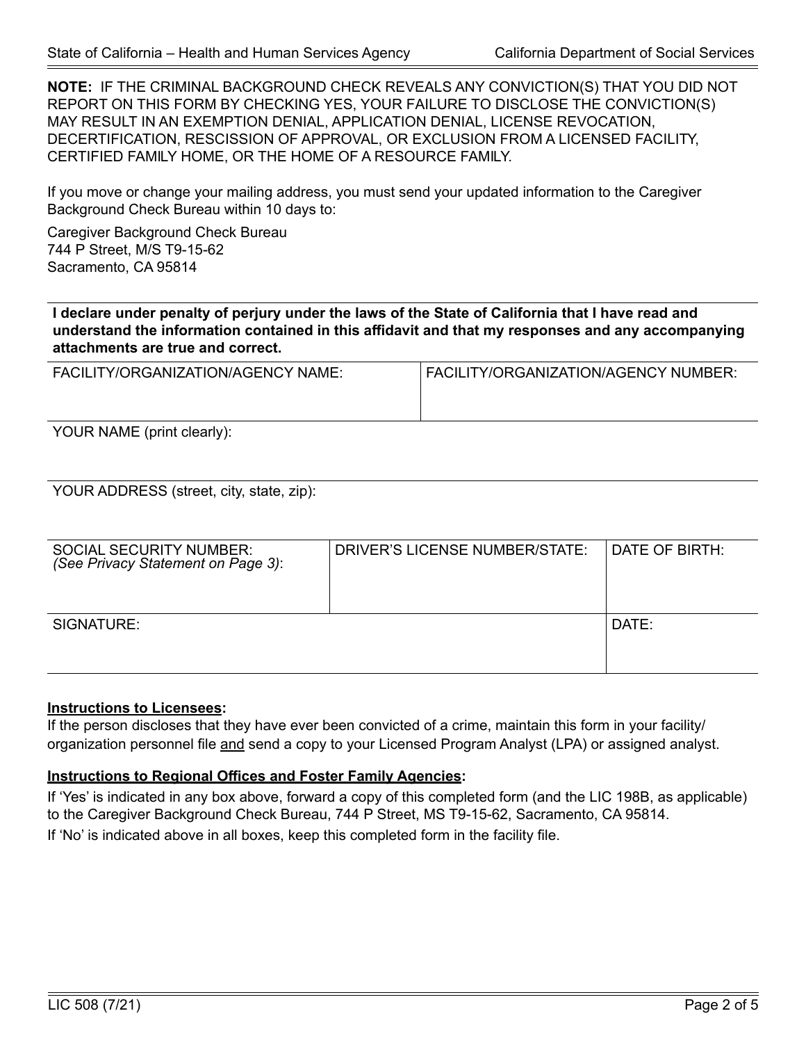**NOTE:** IF THE CRIMINAL BACKGROUND CHECK REVEALS ANY CONVICTION(S) THAT YOU DID NOT REPORT ON THIS FORM BY CHECKING YES, YOUR FAILURE TO DISCLOSE THE CONVICTION(S) MAY RESULT IN AN EXEMPTION DENIAL, APPLICATION DENIAL, LICENSE REVOCATION, DECERTIFICATION, RESCISSION OF APPROVAL, OR EXCLUSION FROM A LICENSED FACILITY, CERTIFIED FAMILY HOME, OR THE HOME OF A RESOURCE FAMILY.

If you move or change your mailing address, you must send your updated information to the Caregiver Background Check Bureau within 10 days to:

Caregiver Background Check Bureau
744 P Street, M/S T9-15-62
Sacramento, CA 95814

**I declare under penalty of perjury under the laws of the State of California that I have read and understand the information contained in this affidavit and that my responses and any accompanying attachments are true and correct.**

| FACILITY/ORGANIZATION/AGENCY NAME: | | FACILITY/ORGANIZATION/AGENCY NUMBER: |
|---|---|---|
| YOUR NAME (print clearly): | | |
| YOUR ADDRESS (street, city, state, zip): | | |
| SOCIAL SECURITY NUMBER: *(See Privacy Statement on Page 3)*: | DRIVER'S LICENSE NUMBER/STATE: | DATE OF BIRTH: |
| SIGNATURE: | | DATE: |

**Instructions to Licensees:**
If the person discloses that they have ever been convicted of a crime, maintain this form in your facility/organization personnel file and send a copy to your Licensed Program Analyst (LPA) or assigned analyst.

**Instructions to Regional Offices and Foster Family Agencies:**
If 'Yes' is indicated in any box above, forward a copy of this completed form (and the LIC 198B, as applicable) to the Caregiver Background Check Bureau, 744 P Street, MS T9-15-62, Sacramento, CA 95814.
If 'No' is indicated above in all boxes, keep this completed form in the facility file.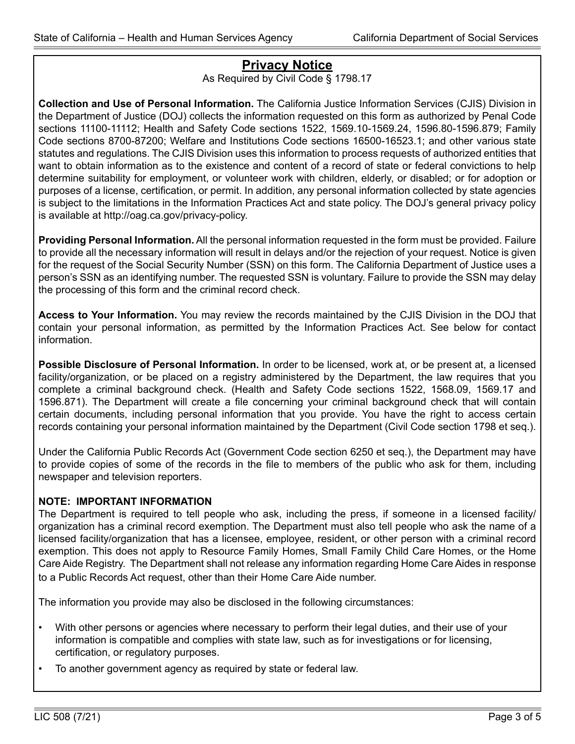## Privacy Notice

As Required by Civil Code § 1798.17

**Collection and Use of Personal Information.** The California Justice Information Services (CJIS) Division in the Department of Justice (DOJ) collects the information requested on this form as authorized by Penal Code sections 11100-11112; Health and Safety Code sections 1522, 1569.10-1569.24, 1596.80-1596.879; Family Code sections 8700-87200; Welfare and Institutions Code sections 16500-16523.1; and other various state statutes and regulations. The CJIS Division uses this information to process requests of authorized entities that want to obtain information as to the existence and content of a record of state or federal convictions to help determine suitability for employment, or volunteer work with children, elderly, or disabled; or for adoption or purposes of a license, certification, or permit. In addition, any personal information collected by state agencies is subject to the limitations in the Information Practices Act and state policy. The DOJ's general privacy policy is available at http://oag.ca.gov/privacy-policy.

**Providing Personal Information.** All the personal information requested in the form must be provided. Failure to provide all the necessary information will result in delays and/or the rejection of your request. Notice is given for the request of the Social Security Number (SSN) on this form. The California Department of Justice uses a person's SSN as an identifying number. The requested SSN is voluntary. Failure to provide the SSN may delay the processing of this form and the criminal record check.

**Access to Your Information.** You may review the records maintained by the CJIS Division in the DOJ that contain your personal information, as permitted by the Information Practices Act. See below for contact information.

**Possible Disclosure of Personal Information.** In order to be licensed, work at, or be present at, a licensed facility/organization, or be placed on a registry administered by the Department, the law requires that you complete a criminal background check. (Health and Safety Code sections 1522, 1568.09, 1569.17 and 1596.871). The Department will create a file concerning your criminal background check that will contain certain documents, including personal information that you provide. You have the right to access certain records containing your personal information maintained by the Department (Civil Code section 1798 et seq.).

Under the California Public Records Act (Government Code section 6250 et seq.), the Department may have to provide copies of some of the records in the file to members of the public who ask for them, including newspaper and television reporters.

**NOTE: IMPORTANT INFORMATION**

The Department is required to tell people who ask, including the press, if someone in a licensed facility/organization has a criminal record exemption. The Department must also tell people who ask the name of a licensed facility/organization that has a licensee, employee, resident, or other person with a criminal record exemption. This does not apply to Resource Family Homes, Small Family Child Care Homes, or the Home Care Aide Registry. The Department shall not release any information regarding Home Care Aides in response to a Public Records Act request, other than their Home Care Aide number.

The information you provide may also be disclosed in the following circumstances:

- With other persons or agencies where necessary to perform their legal duties, and their use of your information is compatible and complies with state law, such as for investigations or for licensing, certification, or regulatory purposes.
- To another government agency as required by state or federal law.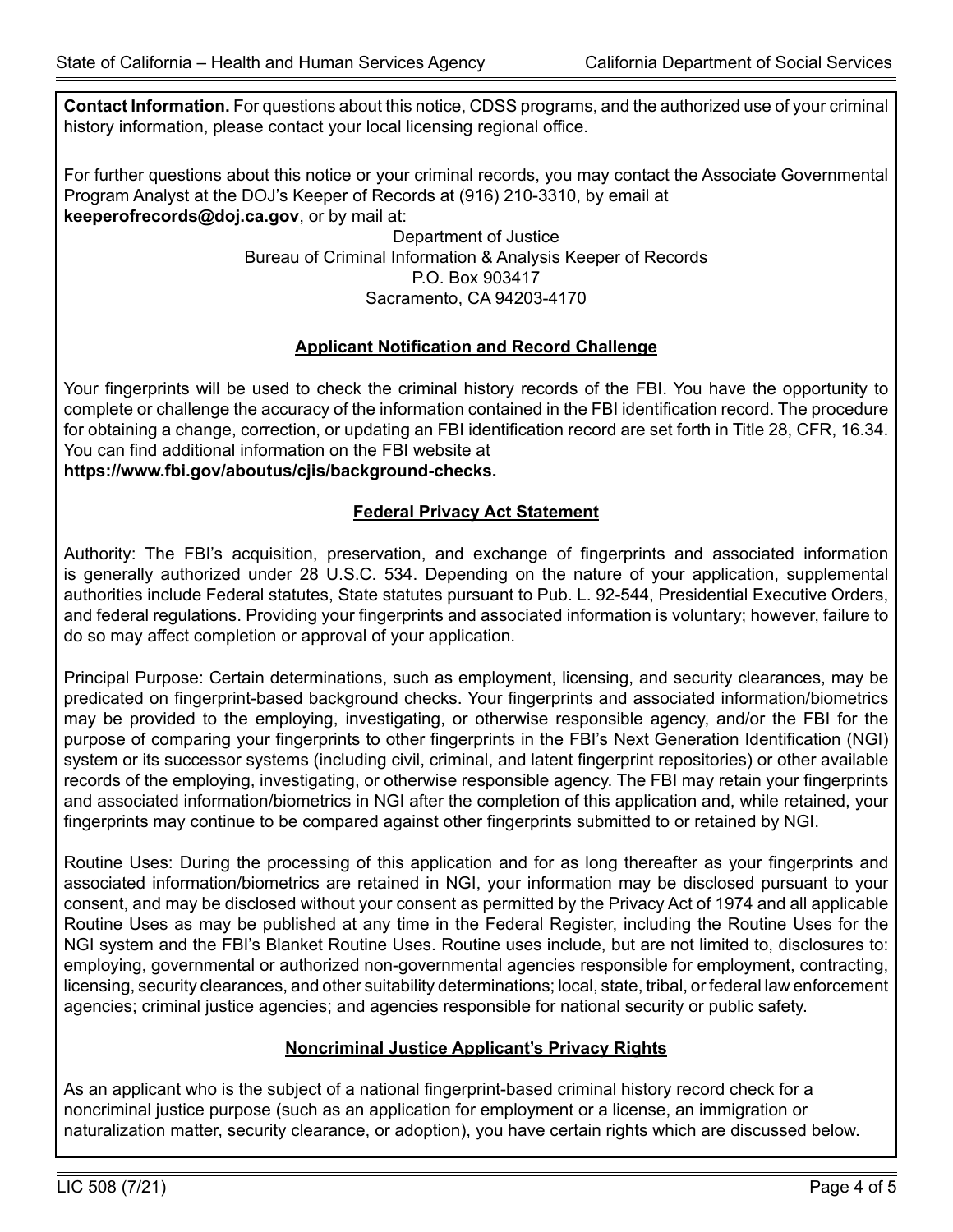**Contact Information.** For questions about this notice, CDSS programs, and the authorized use of your criminal history information, please contact your local licensing regional office.

For further questions about this notice or your criminal records, you may contact the Associate Governmental Program Analyst at the DOJ's Keeper of Records at (916) 210-3310, by email at **keeperofrecords@doj.ca.gov**, or by mail at:

Department of Justice
Bureau of Criminal Information & Analysis Keeper of Records
P.O. Box 903417
Sacramento, CA 94203-4170

## Applicant Notification and Record Challenge

Your fingerprints will be used to check the criminal history records of the FBI. You have the opportunity to complete or challenge the accuracy of the information contained in the FBI identification record. The procedure for obtaining a change, correction, or updating an FBI identification record are set forth in Title 28, CFR, 16.34. You can find additional information on the FBI website at
**https://www.fbi.gov/aboutus/cjis/background-checks.**

## Federal Privacy Act Statement

Authority: The FBI's acquisition, preservation, and exchange of fingerprints and associated information is generally authorized under 28 U.S.C. 534. Depending on the nature of your application, supplemental authorities include Federal statutes, State statutes pursuant to Pub. L. 92-544, Presidential Executive Orders, and federal regulations. Providing your fingerprints and associated information is voluntary; however, failure to do so may affect completion or approval of your application.

Principal Purpose: Certain determinations, such as employment, licensing, and security clearances, may be predicated on fingerprint-based background checks. Your fingerprints and associated information/biometrics may be provided to the employing, investigating, or otherwise responsible agency, and/or the FBI for the purpose of comparing your fingerprints to other fingerprints in the FBI's Next Generation Identification (NGI) system or its successor systems (including civil, criminal, and latent fingerprint repositories) or other available records of the employing, investigating, or otherwise responsible agency. The FBI may retain your fingerprints and associated information/biometrics in NGI after the completion of this application and, while retained, your fingerprints may continue to be compared against other fingerprints submitted to or retained by NGI.

Routine Uses: During the processing of this application and for as long thereafter as your fingerprints and associated information/biometrics are retained in NGI, your information may be disclosed pursuant to your consent, and may be disclosed without your consent as permitted by the Privacy Act of 1974 and all applicable Routine Uses as may be published at any time in the Federal Register, including the Routine Uses for the NGI system and the FBI's Blanket Routine Uses. Routine uses include, but are not limited to, disclosures to: employing, governmental or authorized non-governmental agencies responsible for employment, contracting, licensing, security clearances, and other suitability determinations; local, state, tribal, or federal law enforcement agencies; criminal justice agencies; and agencies responsible for national security or public safety.

## Noncriminal Justice Applicant's Privacy Rights

As an applicant who is the subject of a national fingerprint-based criminal history record check for a noncriminal justice purpose (such as an application for employment or a license, an immigration or naturalization matter, security clearance, or adoption), you have certain rights which are discussed below.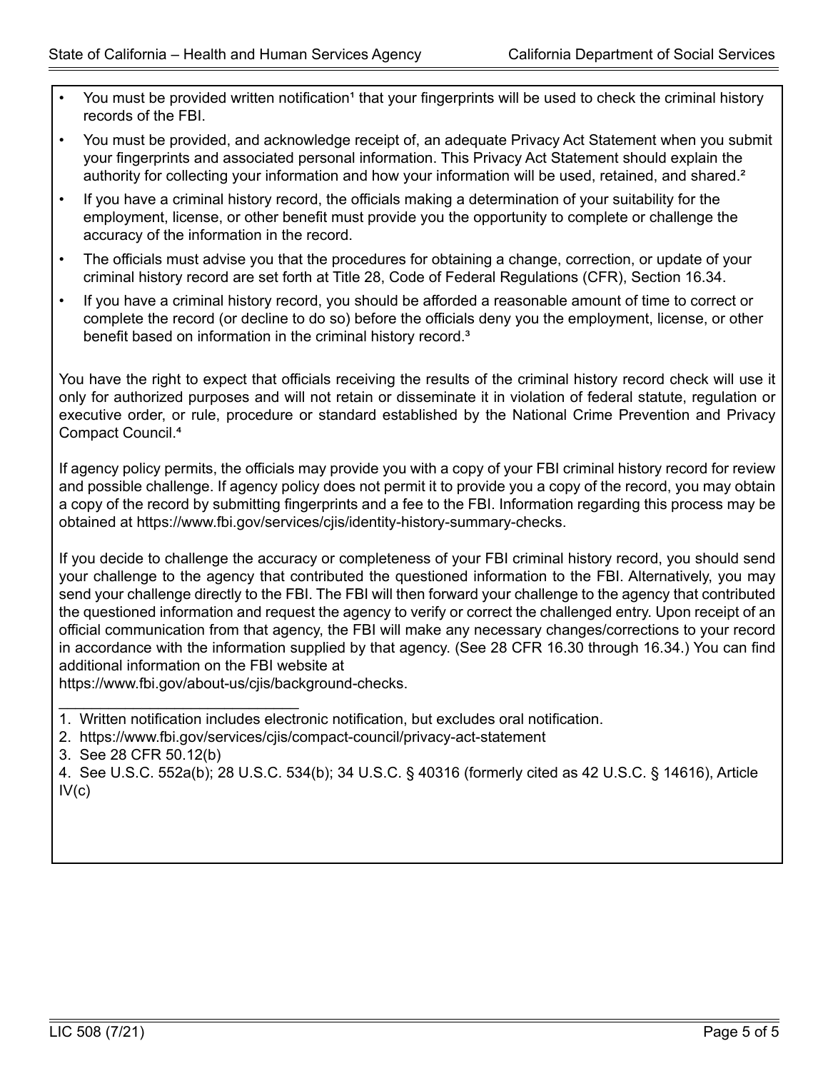- You must be provided written notification[1] that your fingerprints will be used to check the criminal history records of the FBI.
- You must be provided, and acknowledge receipt of, an adequate Privacy Act Statement when you submit your fingerprints and associated personal information. This Privacy Act Statement should explain the authority for collecting your information and how your information will be used, retained, and shared.[2]
- If you have a criminal history record, the officials making a determination of your suitability for the employment, license, or other benefit must provide you the opportunity to complete or challenge the accuracy of the information in the record.
- The officials must advise you that the procedures for obtaining a change, correction, or update of your criminal history record are set forth at Title 28, Code of Federal Regulations (CFR), Section 16.34.
- If you have a criminal history record, you should be afforded a reasonable amount of time to correct or complete the record (or decline to do so) before the officials deny you the employment, license, or other benefit based on information in the criminal history record.[3]

You have the right to expect that officials receiving the results of the criminal history record check will use it only for authorized purposes and will not retain or disseminate it in violation of federal statute, regulation or executive order, or rule, procedure or standard established by the National Crime Prevention and Privacy Compact Council.[4]

If agency policy permits, the officials may provide you with a copy of your FBI criminal history record for review and possible challenge. If agency policy does not permit it to provide you a copy of the record, you may obtain a copy of the record by submitting fingerprints and a fee to the FBI. Information regarding this process may be obtained at https://www.fbi.gov/services/cjis/identity-history-summary-checks.

If you decide to challenge the accuracy or completeness of your FBI criminal history record, you should send your challenge to the agency that contributed the questioned information to the FBI. Alternatively, you may send your challenge directly to the FBI. The FBI will then forward your challenge to the agency that contributed the questioned information and request the agency to verify or correct the challenged entry. Upon receipt of an official communication from that agency, the FBI will make any necessary changes/corrections to your record in accordance with the information supplied by that agency. (See 28 CFR 16.30 through 16.34.) You can find additional information on the FBI website at https://www.fbi.gov/about-us/cjis/background-checks.

---

1. Written notification includes electronic notification, but excludes oral notification.
2. https://www.fbi.gov/services/cjis/compact-council/privacy-act-statement
3. See 28 CFR 50.12(b)
4. See U.S.C. 552a(b); 28 U.S.C. 534(b); 34 U.S.C. § 40316 (formerly cited as 42 U.S.C. § 14616), Article IV(c)